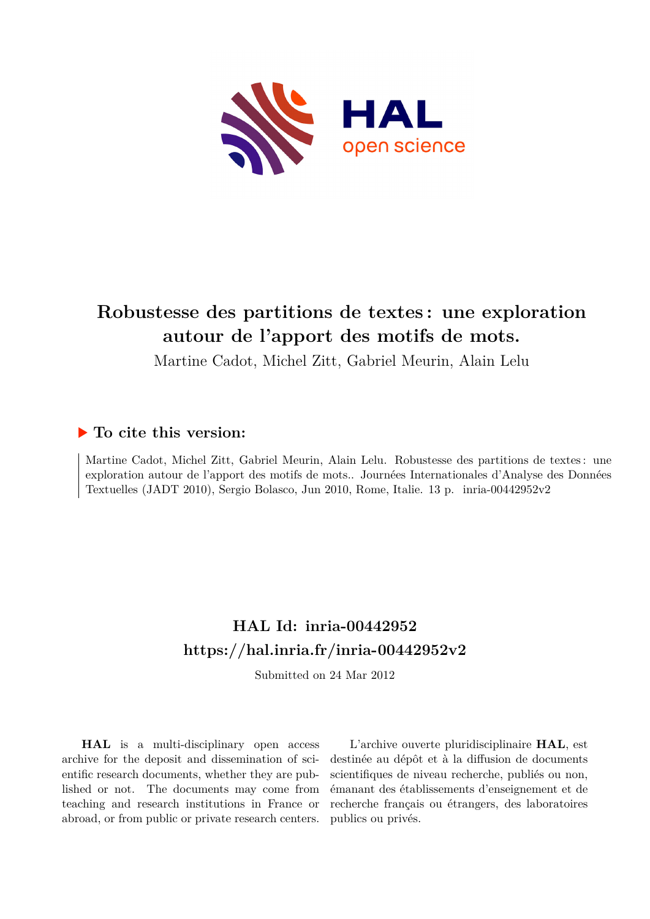# Robustesse des partitions de textes : une exploration autour de l'apport des motifs de mots.

Martine Cadot, Michel Zitt, Gabriel Meurin, Alain Lelu

## ▶ To cite this version:

Martine Cadot, Michel Zitt, Gabriel Meurin, Alain Lelu. Robustesse des partitions de textes : une exploration autour de l'apport des motifs de mots.. Journées Internationales d'Analyse des Données Textuelles (JADT 2010), Sergio Bolasco, Jun 2010, Rome, Italie. 13 p. inria-00442952v2

## HAL Id: inria-00442952

## https://hal.inria.fr/inria-00442952v2

Submitted on 24 Mar 2012

**HAL** is a multi-disciplinary open access archive for the deposit and dissemination of scientific research documents, whether they are published or not. The documents may come from teaching and research institutions in France or abroad, or from public or private research centers.

L'archive ouverte pluridisciplinaire **HAL**, est destinée au dépôt et à la diffusion de documents scientifiques de niveau recherche, publiés ou non, émanant des établissements d'enseignement et de recherche français ou étrangers, des laboratoires publics ou privés.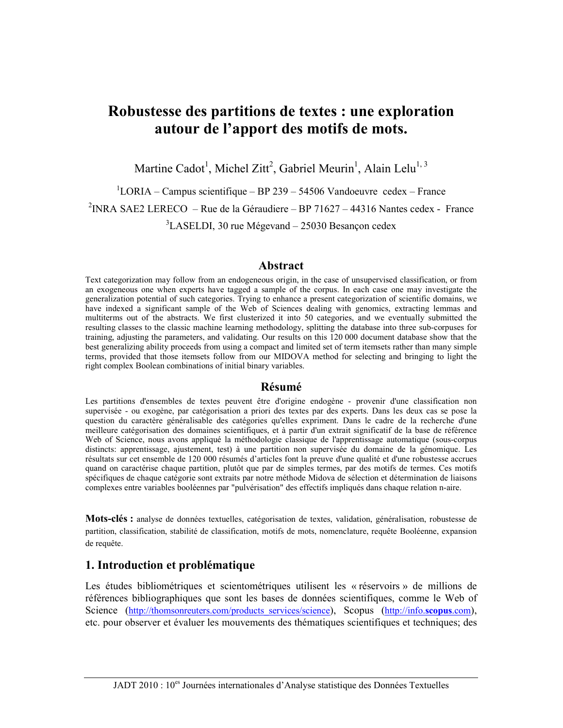# Robustesse des partitions de textes : une exploration autour de l'apport des motifs de mots.

Martine Cadot[1], Michel Zitt[2], Gabriel Meurin[1], Alain Lelu[1, 3]

[1]LORIA – Campus scientifique – BP 239 – 54506 Vandoeuvre cedex – France

[2]INRA SAE2 LERECO – Rue de la Géraudiere – BP 71627 – 44316 Nantes cedex - France

[3]LASELDI, 30 rue Mégevand – 25030 Besançon cedex

## Abstract

Text categorization may follow from an endogeneous origin, in the case of unsupervised classification, or from an exogeneous one when experts have tagged a sample of the corpus. In each case one may investigate the generalization potential of such categories. Trying to enhance a present categorization of scientific domains, we have indexed a significant sample of the Web of Sciences dealing with genomics, extracting lemmas and multiterms out of the abstracts. We first clusterized it into 50 categories, and we eventually submitted the resulting classes to the classic machine learning methodology, splitting the database into three sub-corpuses for training, adjusting the parameters, and validating. Our results on this 120 000 document database show that the best generalizing ability proceeds from using a compact and limited set of term itemsets rather than many simple terms, provided that those itemsets follow from our MIDOVA method for selecting and bringing to light the right complex Boolean combinations of initial binary variables.

## Résumé

Les partitions d'ensembles de textes peuvent être d'origine endogène - provenir d'une classification non supervisée - ou exogène, par catégorisation a priori des textes par des experts. Dans les deux cas se pose la question du caractère généralisable des catégories qu'elles expriment. Dans le cadre de la recherche d'une meilleure catégorisation des domaines scientifiques, et à partir d'un extrait significatif de la base de référence Web of Science, nous avons appliqué la méthodologie classique de l'apprentissage automatique (sous-corpus distincts: apprentissage, ajustement, test) à une partition non supervisée du domaine de la génomique. Les résultats sur cet ensemble de 120 000 résumés d'articles font la preuve d'une qualité et d'une robustesse accrues quand on caractérise chaque partition, plutôt que par de simples termes, par des motifs de termes. Ces motifs spécifiques de chaque catégorie sont extraits par notre méthode Midova de sélection et détermination de liaisons complexes entre variables booléennes par "pulvérisation" des effectifs impliqués dans chaque relation n-aire.

**Mots-clés :** analyse de données textuelles, catégorisation de textes, validation, généralisation, robustesse de partition, classification, stabilité de classification, motifs de mots, nomenclature, requête Booléenne, expansion de requête.

## 1. Introduction et problématique

Les études bibliométriques et scientométriques utilisent les « réservoirs » de millions de références bibliographiques que sont les bases de données scientifiques, comme le Web of Science (http://thomsonreuters.com/products_services/science), Scopus (http://info.scopus.com), etc. pour observer et évaluer les mouvements des thématiques scientifiques et techniques; des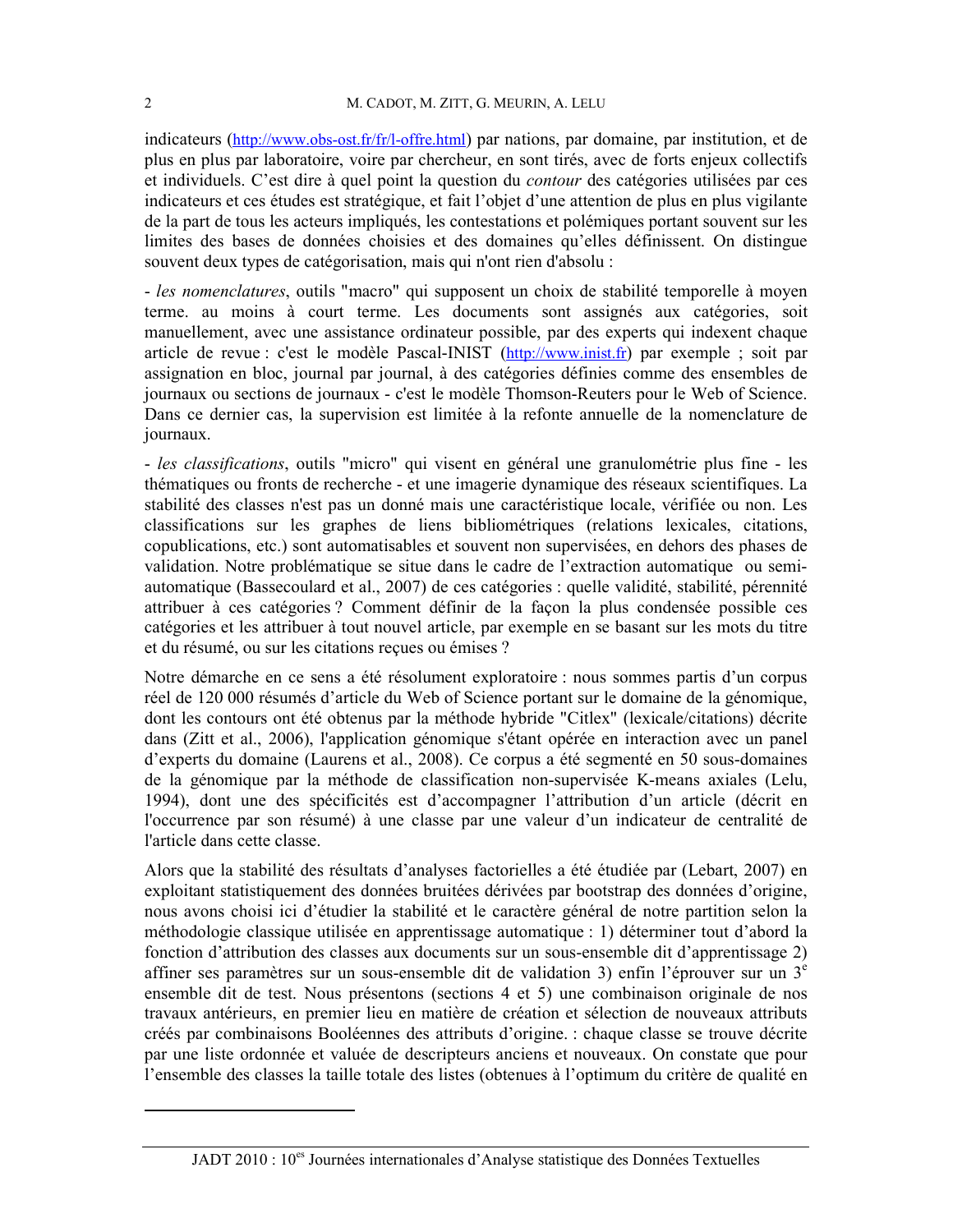indicateurs (http://www.obs-ost.fr/fr/l-offre.html) par nations, par domaine, par institution, et de plus en plus par laboratoire, voire par chercheur, en sont tirés, avec de forts enjeux collectifs et individuels. C'est dire à quel point la question du *contour* des catégories utilisées par ces indicateurs et ces études est stratégique, et fait l'objet d'une attention de plus en plus vigilante de la part de tous les acteurs impliqués, les contestations et polémiques portant souvent sur les limites des bases de données choisies et des domaines qu'elles définissent. On distingue souvent deux types de catégorisation, mais qui n'ont rien d'absolu :

- *les nomenclatures*, outils "macro" qui supposent un choix de stabilité temporelle à moyen terme. au moins à court terme. Les documents sont assignés aux catégories, soit manuellement, avec une assistance ordinateur possible, par des experts qui indexent chaque article de revue : c'est le modèle Pascal-INIST (http://www.inist.fr) par exemple ; soit par assignation en bloc, journal par journal, à des catégories définies comme des ensembles de journaux ou sections de journaux - c'est le modèle Thomson-Reuters pour le Web of Science. Dans ce dernier cas, la supervision est limitée à la refonte annuelle de la nomenclature de journaux.

- *les classifications*, outils "micro" qui visent en général une granulométrie plus fine - les thématiques ou fronts de recherche - et une imagerie dynamique des réseaux scientifiques. La stabilité des classes n'est pas un donné mais une caractéristique locale, vérifiée ou non. Les classifications sur les graphes de liens bibliométriques (relations lexicales, citations, copublications, etc.) sont automatisables et souvent non supervisées, en dehors des phases de validation. Notre problématique se situe dans le cadre de l'extraction automatique ou semi-automatique (Bassecoulard et al., 2007) de ces catégories : quelle validité, stabilité, pérennité attribuer à ces catégories ? Comment définir de la façon la plus condensée possible ces catégories et les attribuer à tout nouvel article, par exemple en se basant sur les mots du titre et du résumé, ou sur les citations reçues ou émises ?

Notre démarche en ce sens a été résolument exploratoire : nous sommes partis d'un corpus réel de 120 000 résumés d'article du Web of Science portant sur le domaine de la génomique, dont les contours ont été obtenus par la méthode hybride "Citlex" (lexicale/citations) décrite dans (Zitt et al., 2006), l'application génomique s'étant opérée en interaction avec un panel d'experts du domaine (Laurens et al., 2008). Ce corpus a été segmenté en 50 sous-domaines de la génomique par la méthode de classification non-supervisée K-means axiales (Lelu, 1994), dont une des spécificités est d'accompagner l'attribution d'un article (décrit en l'occurrence par son résumé) à une classe par une valeur d'un indicateur de centralité de l'article dans cette classe.

Alors que la stabilité des résultats d'analyses factorielles a été étudiée par (Lebart, 2007) en exploitant statistiquement des données bruitées dérivées par bootstrap des données d'origine, nous avons choisi ici d'étudier la stabilité et le caractère général de notre partition selon la méthodologie classique utilisée en apprentissage automatique : 1) déterminer tout d'abord la fonction d'attribution des classes aux documents sur un sous-ensemble dit d'apprentissage 2) affiner ses paramètres sur un sous-ensemble dit de validation 3) enfin l'éprouver sur un 3[e] ensemble dit de test. Nous présentons (sections 4 et 5) une combinaison originale de nos travaux antérieurs, en premier lieu en matière de création et sélection de nouveaux attributs créés par combinaisons Booléennes des attributs d'origine. : chaque classe se trouve décrite par une liste ordonnée et valuée de descripteurs anciens et nouveaux. On constate que pour l'ensemble des classes la taille totale des listes (obtenues à l'optimum du critère de qualité en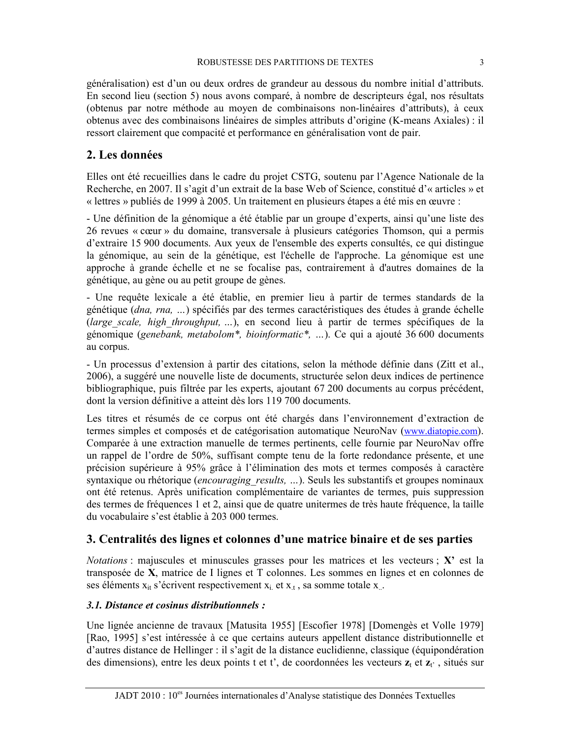généralisation) est d'un ou deux ordres de grandeur au dessous du nombre initial d'attributs. En second lieu (section 5) nous avons comparé, à nombre de descripteurs égal, nos résultats (obtenus par notre méthode au moyen de combinaisons non-linéaires d'attributs), à ceux obtenus avec des combinaisons linéaires de simples attributs d'origine (K-means Axiales) : il ressort clairement que compacité et performance en généralisation vont de pair.

## 2. Les données

Elles ont été recueillies dans le cadre du projet CSTG, soutenu par l'Agence Nationale de la Recherche, en 2007. Il s'agit d'un extrait de la base Web of Science, constitué d'« articles » et « lettres » publiés de 1999 à 2005. Un traitement en plusieurs étapes a été mis en œuvre :

- Une définition de la génomique a été établie par un groupe d'experts, ainsi qu'une liste des 26 revues « cœur » du domaine, transversale à plusieurs catégories Thomson, qui a permis d'extraire 15 900 documents. Aux yeux de l'ensemble des experts consultés, ce qui distingue la génomique, au sein de la génétique, est l'échelle de l'approche. La génomique est une approche à grande échelle et ne se focalise pas, contrairement à d'autres domaines de la génétique, au gène ou au petit groupe de gènes.

- Une requête lexicale a été établie, en premier lieu à partir de termes standards de la génétique (*dna, rna, …*) spécifiés par des termes caractéristiques des études à grande échelle (*large_scale, high_throughput, …*), en second lieu à partir de termes spécifiques de la génomique (*genebank, metabolom*, bioinformatic*, …*). Ce qui a ajouté 36 600 documents au corpus.

- Un processus d'extension à partir des citations, selon la méthode définie dans (Zitt et al., 2006), a suggéré une nouvelle liste de documents, structurée selon deux indices de pertinence bibliographique, puis filtrée par les experts, ajoutant 67 200 documents au corpus précédent, dont la version définitive a atteint dès lors 119 700 documents.

Les titres et résumés de ce corpus ont été chargés dans l'environnement d'extraction de termes simples et composés et de catégorisation automatique NeuroNav (www.diatopie.com). Comparée à une extraction manuelle de termes pertinents, celle fournie par NeuroNav offre un rappel de l'ordre de 50%, suffisant compte tenu de la forte redondance présente, et une précision supérieure à 95% grâce à l'élimination des mots et termes composés à caractère syntaxique ou rhétorique (*encouraging_results, …*). Seuls les substantifs et groupes nominaux ont été retenus. Après unification complémentaire de variantes de termes, puis suppression des termes de fréquences 1 et 2, ainsi que de quatre unitermes de très haute fréquence, la taille du vocabulaire s'est établie à 203 000 termes.

## 3. Centralités des lignes et colonnes d'une matrice binaire et de ses parties

*Notations* : majuscules et minuscules grasses pour les matrices et les vecteurs ; **X'** est la transposée de **X**, matrice de I lignes et T colonnes. Les sommes en lignes et en colonnes de ses éléments $x_{it}$ s'écrivent respectivement $x_{i.}$ et $x_{.t}$ , sa somme totale $x_{..}$.

### *3.1. Distance et cosinus distributionnels :*

Une lignée ancienne de travaux [Matusita 1955] [Escofier 1978] [Domengès et Volle 1979] [Rao, 1995] s'est intéressée à ce que certains auteurs appellent distance distributionnelle et d'autres distance de Hellinger : il s'agit de la distance euclidienne, classique (équipondération des dimensions), entre les deux points t et t', de coordonnées les vecteurs $\mathbf{z}_t$ et $\mathbf{z}_{t'}$ , situés sur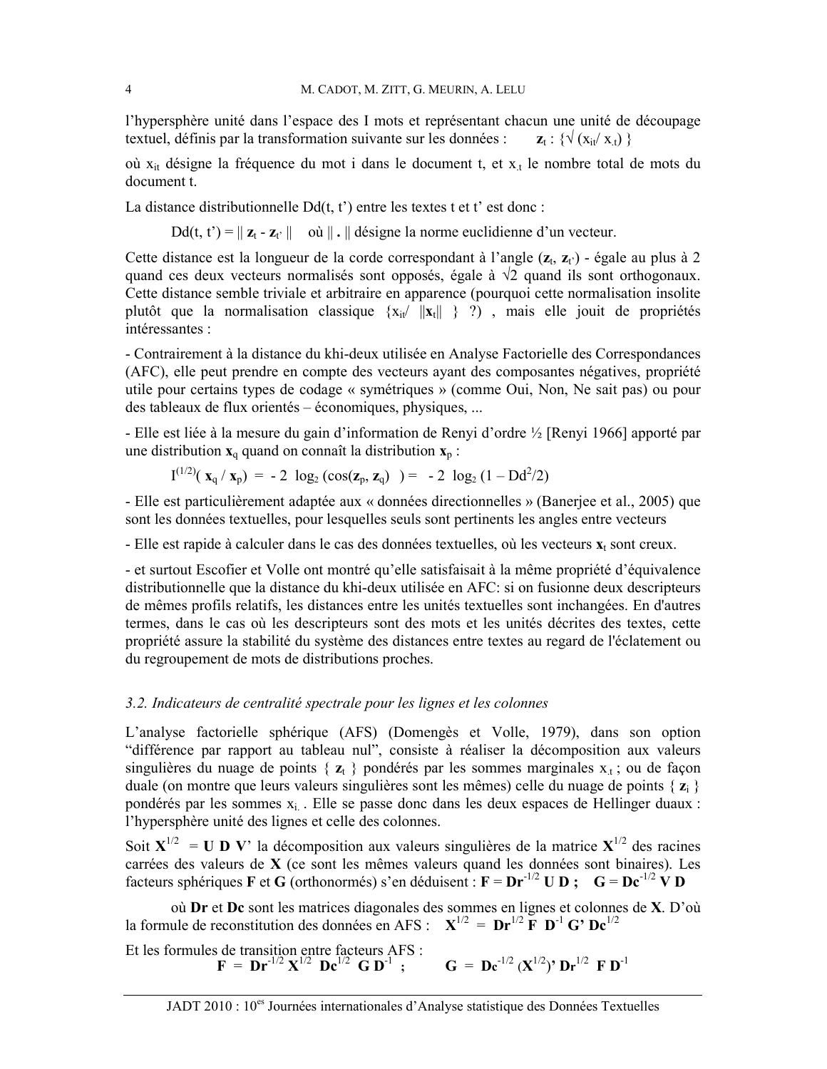l'hypersphère unité dans l'espace des I mots et représentant chacun une unité de découpage textuel, définis par la transformation suivante sur les données : $\mathbf{z}_t : \{ \sqrt{(x_{it}/ x_{.t})} \}$

où $x_{it}$ désigne la fréquence du mot i dans le document t, et $x_{.t}$ le nombre total de mots du document t.

La distance distributionnelle Dd(t, t') entre les textes t et t' est donc :

$$Dd(t, t') = \| \mathbf{z}_t - \mathbf{z}_{t'} \| \quad \text{où } \| \, . \, \| \text{ désigne la norme euclidienne d'un vecteur.}$$

Cette distance est la longueur de la corde correspondant à l'angle ($\mathbf{z}_t$, $\mathbf{z}_{t'}$) - égale au plus à 2 quand ces deux vecteurs normalisés sont opposés, égale à $\sqrt{2}$ quand ils sont orthogonaux. Cette distance semble triviale et arbitraire en apparence (pourquoi cette normalisation insolite plutôt que la normalisation classique $\{x_{it}/ \|\mathbf{x}_t\| \}$ ?) , mais elle jouit de propriétés intéressantes :

- Contrairement à la distance du khi-deux utilisée en Analyse Factorielle des Correspondances (AFC), elle peut prendre en compte des vecteurs ayant des composantes négatives, propriété utile pour certains types de codage « symétriques » (comme Oui, Non, Ne sait pas) ou pour des tableaux de flux orientés – économiques, physiques, ...

- Elle est liée à la mesure du gain d'information de Renyi d'ordre ½ [Renyi 1966] apporté par une distribution $\mathbf{x}_q$ quand on connaît la distribution $\mathbf{x}_p$ :

$$I^{(1/2)}( \mathbf{x}_q / \mathbf{x}_p) = -2 \log_2 (\cos(\mathbf{z}_p, \mathbf{z}_q)) = -2 \log_2 (1 - Dd^2/2)$$

- Elle est particulièrement adaptée aux « données directionnelles » (Banerjee et al., 2005) que sont les données textuelles, pour lesquelles seuls sont pertinents les angles entre vecteurs

- Elle est rapide à calculer dans le cas des données textuelles, où les vecteurs $\mathbf{x}_t$ sont creux.

- et surtout Escofier et Volle ont montré qu'elle satisfaisait à la même propriété d'équivalence distributionnelle que la distance du khi-deux utilisée en AFC: si on fusionne deux descripteurs de mêmes profils relatifs, les distances entre les unités textuelles sont inchangées. En d'autres termes, dans le cas où les descripteurs sont des mots et les unités décrites des textes, cette propriété assure la stabilité du système des distances entre textes au regard de l'éclatement ou du regroupement de mots de distributions proches.

### *3.2. Indicateurs de centralité spectrale pour les lignes et les colonnes*

L'analyse factorielle sphérique (AFS) (Domengès et Volle, 1979), dans son option "différence par rapport au tableau nul", consiste à réaliser la décomposition aux valeurs singulières du nuage de points $\{ \mathbf{z}_t \}$ pondérés par les sommes marginales $x_{.t}$ ; ou de façon duale (on montre que leurs valeurs singulières sont les mêmes) celle du nuage de points $\{ \mathbf{z}_i \}$ pondérés par les sommes $x_{i.}$ . Elle se passe donc dans les deux espaces de Hellinger duaux : l'hypersphère unité des lignes et celle des colonnes.

Soit $\mathbf{X}^{1/2} = \mathbf{U} \mathbf{D} \mathbf{V}'$ la décomposition aux valeurs singulières de la matrice $\mathbf{X}^{1/2}$ des racines carrées des valeurs de $\mathbf{X}$ (ce sont les mêmes valeurs quand les données sont binaires). Les facteurs sphériques $\mathbf{F}$ et $\mathbf{G}$ (orthonormés) s'en déduisent : $\mathbf{F} = \mathbf{Dr}^{-1/2} \mathbf{U} \mathbf{D}$ ; $\mathbf{G} = \mathbf{Dc}^{-1/2} \mathbf{V} \mathbf{D}$

où $\mathbf{Dr}$ et $\mathbf{Dc}$ sont les matrices diagonales des sommes en lignes et colonnes de $\mathbf{X}$. D'où la formule de reconstitution des données en AFS : $\mathbf{X}^{1/2} = \mathbf{Dr}^{1/2} \mathbf{F} \mathbf{D}^{-1} \mathbf{G}' \mathbf{Dc}^{1/2}$

Et les formules de transition entre facteurs AFS :

$$\mathbf{F} = \mathbf{Dr}^{-1/2} \mathbf{X}^{1/2} \mathbf{Dc}^{1/2} \mathbf{G} \mathbf{D}^{-1} \; ; \qquad \mathbf{G} = \mathbf{Dc}^{-1/2} (\mathbf{X}^{1/2})' \mathbf{Dr}^{1/2} \mathbf{F} \mathbf{D}^{-1}$$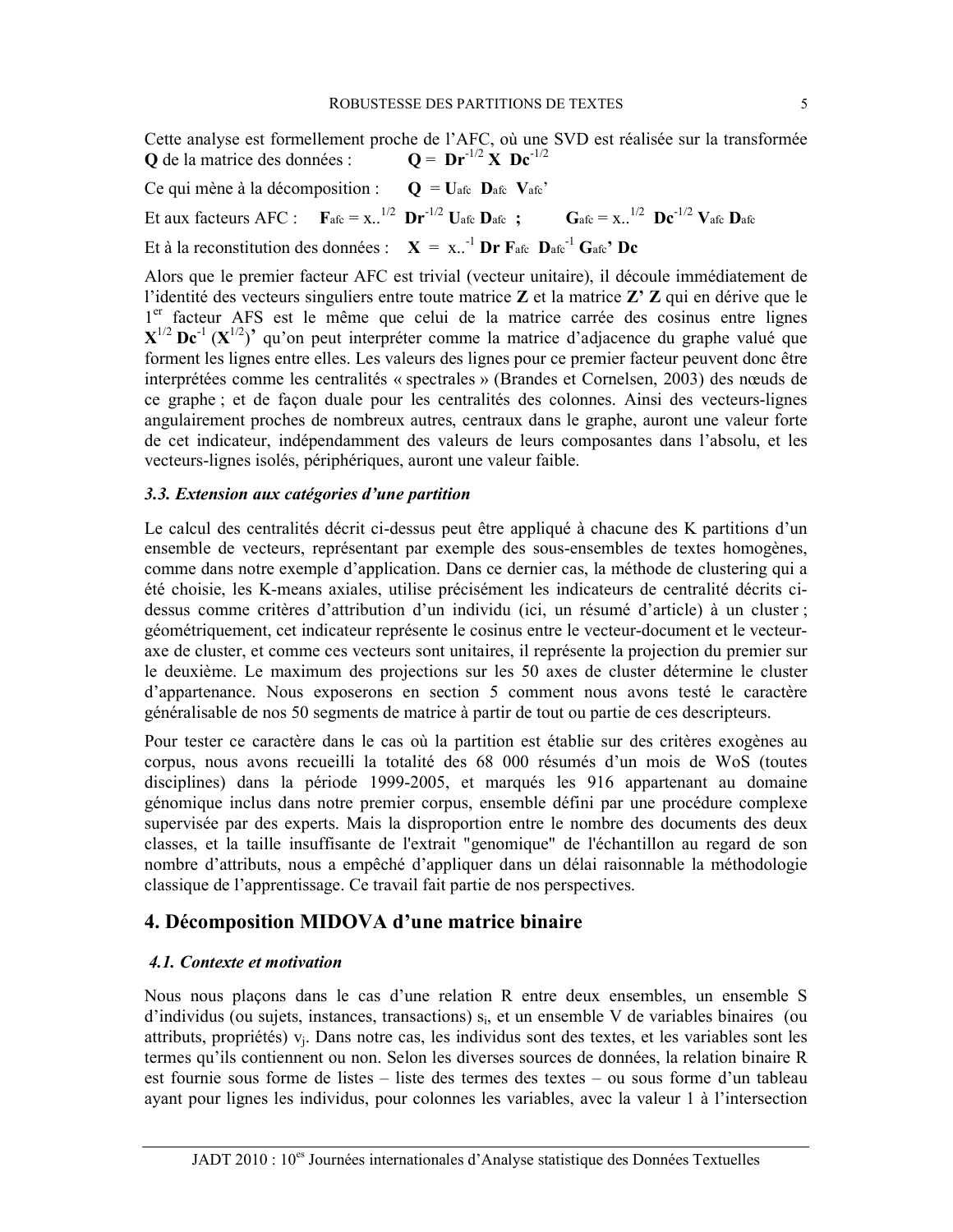Cette analyse est formellement proche de l'AFC, où une SVD est réalisée sur la transformée **Q** de la matrice des données : $\mathbf{Q} = \mathbf{Dr}^{-1/2}\,\mathbf{X}\,\mathbf{Dc}^{-1/2}$

Ce qui mène à la décomposition : $\mathbf{Q} = \mathbf{U}_{afc}\,\mathbf{D}_{afc}\,\mathbf{V}_{afc}'$

Et aux facteurs AFC : $\mathbf{F}_{afc} = x_{..}^{1/2}\,\mathbf{Dr}^{-1/2}\,\mathbf{U}_{afc}\,\mathbf{D}_{afc}$ ; $\mathbf{G}_{afc} = x_{..}^{1/2}\,\mathbf{Dc}^{-1/2}\,\mathbf{V}_{afc}\,\mathbf{D}_{afc}$

Et à la reconstitution des données : $\mathbf{X} = x_{..}^{-1}\,\mathbf{Dr}\,\mathbf{F}_{afc}\,\mathbf{D}_{afc}^{-1}\,\mathbf{G}_{afc}'\,\mathbf{Dc}$

Alors que le premier facteur AFC est trivial (vecteur unitaire), il découle immédiatement de l'identité des vecteurs singuliers entre toute matrice **Z** et la matrice **Z' Z** qui en dérive que le 1[er] facteur AFS est le même que celui de la matrice carrée des cosinus entre lignes $\mathbf{X}^{1/2}\,\mathbf{Dc}^{-1}\,(\mathbf{X}^{1/2})'$ qu'on peut interpréter comme la matrice d'adjacence du graphe valué que forment les lignes entre elles. Les valeurs des lignes pour ce premier facteur peuvent donc être interprétées comme les centralités « spectrales » (Brandes et Cornelsen, 2003) des nœuds de ce graphe ; et de façon duale pour les centralités des colonnes. Ainsi des vecteurs-lignes angulairement proches de nombreux autres, centraux dans le graphe, auront une valeur forte de cet indicateur, indépendamment des valeurs de leurs composantes dans l'absolu, et les vecteurs-lignes isolés, périphériques, auront une valeur faible.

### *3.3. Extension aux catégories d'une partition*

Le calcul des centralités décrit ci-dessus peut être appliqué à chacune des K partitions d'un ensemble de vecteurs, représentant par exemple des sous-ensembles de textes homogènes, comme dans notre exemple d'application. Dans ce dernier cas, la méthode de clustering qui a été choisie, les K-means axiales, utilise précisément les indicateurs de centralité décrits ci-dessus comme critères d'attribution d'un individu (ici, un résumé d'article) à un cluster ; géométriquement, cet indicateur représente le cosinus entre le vecteur-document et le vecteur-axe de cluster, et comme ces vecteurs sont unitaires, il représente la projection du premier sur le deuxième. Le maximum des projections sur les 50 axes de cluster détermine le cluster d'appartenance. Nous exposerons en section 5 comment nous avons testé le caractère généralisable de nos 50 segments de matrice à partir de tout ou partie de ces descripteurs.

Pour tester ce caractère dans le cas où la partition est établie sur des critères exogènes au corpus, nous avons recueilli la totalité des 68 000 résumés d'un mois de WoS (toutes disciplines) dans la période 1999-2005, et marqués les 916 appartenant au domaine génomique inclus dans notre premier corpus, ensemble défini par une procédure complexe supervisée par des experts. Mais la disproportion entre le nombre des documents des deux classes, et la taille insuffisante de l'extrait "genomique" de l'échantillon au regard de son nombre d'attributs, nous a empêché d'appliquer dans un délai raisonnable la méthodologie classique de l'apprentissage. Ce travail fait partie de nos perspectives.

## 4. Décomposition MIDOVA d'une matrice binaire

### *4.1. Contexte et motivation*

Nous nous plaçons dans le cas d'une relation R entre deux ensembles, un ensemble S d'individus (ou sujets, instances, transactions) $s_i$, et un ensemble V de variables binaires (ou attributs, propriétés) $v_j$. Dans notre cas, les individus sont des textes, et les variables sont les termes qu'ils contiennent ou non. Selon les diverses sources de données, la relation binaire R est fournie sous forme de listes – liste des termes des textes – ou sous forme d'un tableau ayant pour lignes les individus, pour colonnes les variables, avec la valeur 1 à l'intersection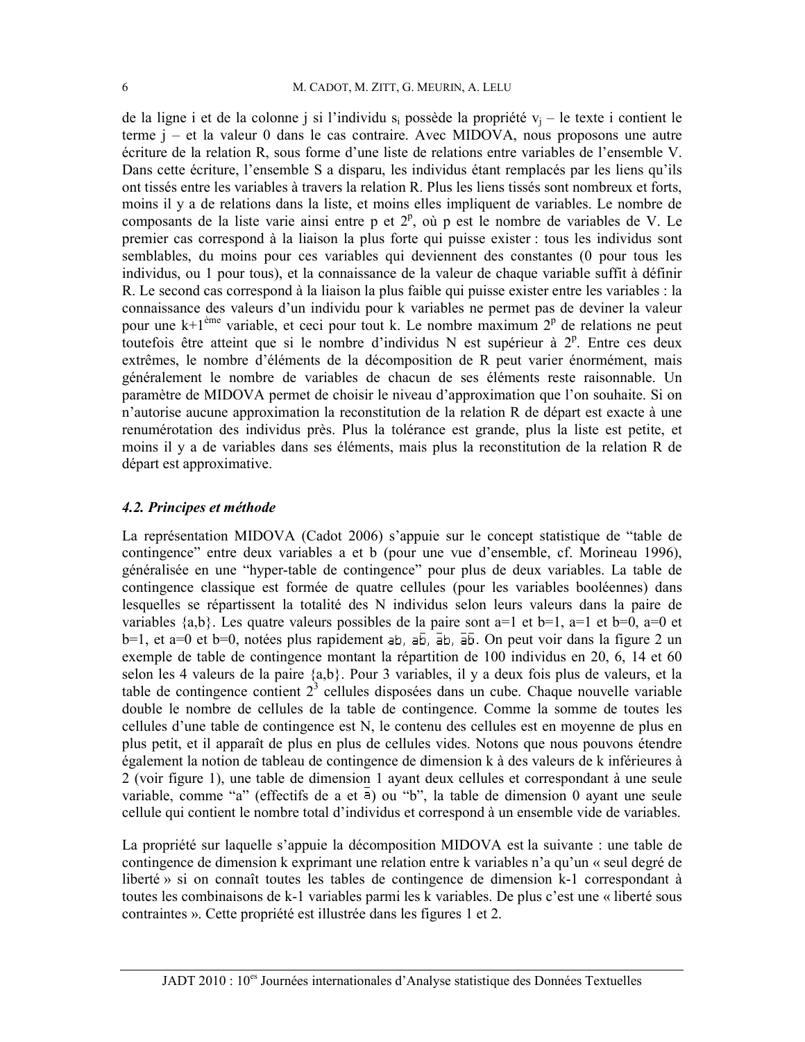de la ligne i et de la colonne j si l'individu $s_i$ possède la propriété $v_j$ – le texte i contient le terme j – et la valeur 0 dans le cas contraire. Avec MIDOVA, nous proposons une autre écriture de la relation R, sous forme d'une liste de relations entre variables de l'ensemble V. Dans cette écriture, l'ensemble S a disparu, les individus étant remplacés par les liens qu'ils ont tissés entre les variables à travers la relation R. Plus les liens tissés sont nombreux et forts, moins il y a de relations dans la liste, et moins elles impliquent de variables. Le nombre de composants de la liste varie ainsi entre p et $2^p$, où p est le nombre de variables de V. Le premier cas correspond à la liaison la plus forte qui puisse exister : tous les individus sont semblables, du moins pour ces variables qui deviennent des constantes (0 pour tous les individus, ou 1 pour tous), et la connaissance de la valeur de chaque variable suffit à définir R. Le second cas correspond à la liaison la plus faible qui puisse exister entre les variables : la connaissance des valeurs d'un individu pour k variables ne permet pas de deviner la valeur pour une $k+1^{ème}$ variable, et ceci pour tout k. Le nombre maximum $2^p$ de relations ne peut toutefois être atteint que si le nombre d'individus N est supérieur à $2^p$. Entre ces deux extrêmes, le nombre d'éléments de la décomposition de R peut varier énormément, mais généralement le nombre de variables de chacun de ses éléments reste raisonnable. Un paramètre de MIDOVA permet de choisir le niveau d'approximation que l'on souhaite. Si on n'autorise aucune approximation la reconstitution de la relation R de départ est exacte à une renumérotation des individus près. Plus la tolérance est grande, plus la liste est petite, et moins il y a de variables dans ses éléments, mais plus la reconstitution de la relation R de départ est approximative.

### *4.2. Principes et méthode*

La représentation MIDOVA (Cadot 2006) s'appuie sur le concept statistique de "table de contingence" entre deux variables a et b (pour une vue d'ensemble, cf. Morineau 1996), généralisée en une "hyper-table de contingence" pour plus de deux variables. La table de contingence classique est formée de quatre cellules (pour les variables booléennes) dans lesquelles se répartissent la totalité des N individus selon leurs valeurs dans la paire de variables {a,b}. Les quatre valeurs possibles de la paire sont a=1 et b=1, a=1 et b=0, a=0 et b=1, et a=0 et b=0, notées plus rapidement $ab$, $a\bar{b}$, $\bar{a}b$, $\bar{a}\bar{b}$. On peut voir dans la figure 2 un exemple de table de contingence montant la répartition de 100 individus en 20, 6, 14 et 60 selon les 4 valeurs de la paire {a,b}. Pour 3 variables, il y a deux fois plus de valeurs, et la table de contingence contient $2^3$ cellules disposées dans un cube. Chaque nouvelle variable double le nombre de cellules de la table de contingence. Comme la somme de toutes les cellules d'une table de contingence est N, le contenu des cellules est en moyenne de plus en plus petit, et il apparaît de plus en plus de cellules vides. Notons que nous pouvons étendre également la notion de tableau de contingence de dimension k à des valeurs de k inférieures à 2 (voir figure 1), une table de dimension 1 ayant deux cellules et correspondant à une seule variable, comme "a" (effectifs de a et $\bar{a}$) ou "b", la table de dimension 0 ayant une seule cellule qui contient le nombre total d'individus et correspond à un ensemble vide de variables.

La propriété sur laquelle s'appuie la décomposition MIDOVA est la suivante : une table de contingence de dimension k exprimant une relation entre k variables n'a qu'un « seul degré de liberté » si on connaît toutes les tables de contingence de dimension k-1 correspondant à toutes les combinaisons de k-1 variables parmi les k variables. De plus c'est une « liberté sous contraintes ». Cette propriété est illustrée dans les figures 1 et 2.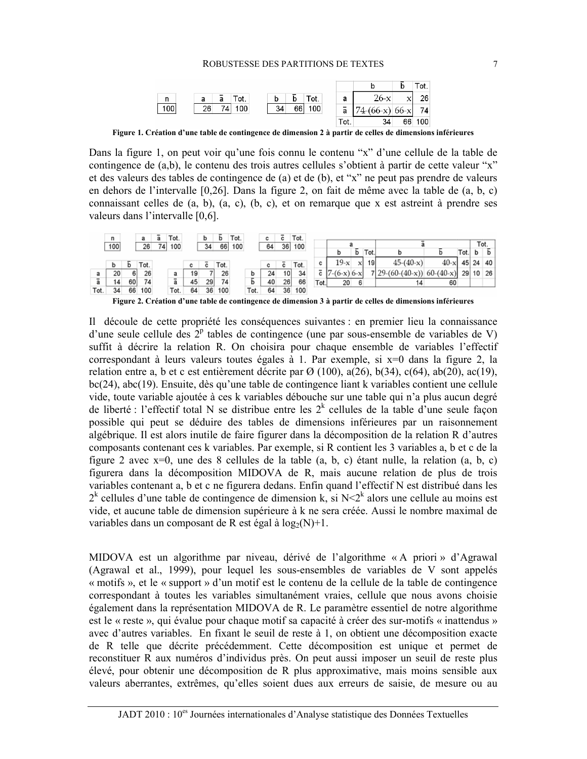| n |
| --- |
| 100 |

| a | ā | Tot. |
| --- | --- | --- |
| 26 | 74 | 100 |

| b | b̄ | Tot. |
| --- | --- | --- |
| 34 | 66 | 100 |

| | b | b̄ | Tot. |
| --- | --- | --- | --- |
| a | 26-x | x | 26 |
| ā | 74-(66-x) | 66-x | 74 |
| Tot. | 34 | 66 | 100 |

**Figure 1. Création d'une table de contingence de dimension 2 à partir de celles de dimensions inférieures**

Dans la figure 1, on peut voir qu'une fois connu le contenu "x" d'une cellule de la table de contingence de (a,b), le contenu des trois autres cellules s'obtient à partir de cette valeur "x" et des valeurs des tables de contingence de (a) et de (b), et "x" ne peut pas prendre de valeurs en dehors de l'intervalle [0,26]. Dans la figure 2, on fait de même avec la table de (a, b, c) connaissant celles de (a, b), (a, c), (b, c), et on remarque que x est astreint à prendre ses valeurs dans l'intervalle [0,6].

| n |
| --- |
| 100 |

| a | ā | Tot. |
| --- | --- | --- |
| 26 | 74 | 100 |

| b | b̄ | Tot. |
| --- | --- | --- |
| 34 | 66 | 100 |

| c | c̄ | Tot. |
| --- | --- | --- |
| 64 | 36 | 100 |

| | b | b̄ | Tot. |
| --- | --- | --- | --- |
| a | 20 | 6 | 26 |
| ā | 14 | 60 | 74 |
| Tot. | 34 | 66 | 100 |

| | c | c̄ | Tot. |
| --- | --- | --- | --- |
| a | 19 | 7 | 26 |
| ā | 45 | 29 | 74 |
| Tot. | 64 | 36 | 100 |

| | c | c̄ | Tot. |
| --- | --- | --- | --- |
| b | 24 | 10 | 34 |
| b̄ | 40 | 26 | 66 |
| Tot. | 64 | 36 | 100 |

| | a | | | ā | | | Tot. | |
| --- | --- | --- | --- | --- | --- | --- | --- | --- |
| | b | b̄ | Tot. | b | b̄ | Tot. | b | b̄ |
| c | 19-x | x | 19 | 45-(40-x) | 40-x | 45 | 24 | 40 |
| c̄ | 7-(6-x) | 6-x | 7 | 29-(60-(40-x)) | 60-(40-x) | 29 | 10 | 26 |
| Tot. | 20 | 6 | | 14 | 60 | | | |

**Figure 2. Création d'une table de contingence de dimension 3 à partir de celles de dimensions inférieures**

Il découle de cette propriété les conséquences suivantes : en premier lieu la connaissance d'une seule cellule des $2^p$ tables de contingence (une par sous-ensemble de variables de V) suffit à décrire la relation R. On choisira pour chaque ensemble de variables l'effectif correspondant à leurs valeurs toutes égales à 1. Par exemple, si x=0 dans la figure 2, la relation entre a, b et c est entièrement décrite par Ø (100), a(26), b(34), c(64), ab(20), ac(19), bc(24), abc(19). Ensuite, dès qu'une table de contingence liant k variables contient une cellule vide, toute variable ajoutée à ces k variables débouche sur une table qui n'a plus aucun degré de liberté : l'effectif total N se distribue entre les $2^k$ cellules de la table d'une seule façon possible qui peut se déduire des tables de dimensions inférieures par un raisonnement algébrique. Il est alors inutile de faire figurer dans la décomposition de la relation R d'autres composants contenant ces k variables. Par exemple, si R contient les 3 variables a, b et c de la figure 2 avec x=0, une des 8 cellules de la table (a, b, c) étant nulle, la relation (a, b, c) figurera dans la décomposition MIDOVA de R, mais aucune relation de plus de trois variables contenant a, b et c ne figurera dedans. Enfin quand l'effectif N est distribué dans les $2^k$ cellules d'une table de contingence de dimension k, si $N<2^k$ alors une cellule au moins est vide, et aucune table de dimension supérieure à k ne sera créée. Aussi le nombre maximal de variables dans un composant de R est égal à $\log_2(N)+1$.

MIDOVA est un algorithme par niveau, dérivé de l'algorithme « A priori » d'Agrawal (Agrawal et al., 1999), pour lequel les sous-ensembles de variables de V sont appelés « motifs », et le « support » d'un motif est le contenu de la cellule de la table de contingence correspondant à toutes les variables simultanément vraies, cellule que nous avons choisie également dans la représentation MIDOVA de R. Le paramètre essentiel de notre algorithme est le « reste », qui évalue pour chaque motif sa capacité à créer des sur-motifs « inattendus » avec d'autres variables. En fixant le seuil de reste à 1, on obtient une décomposition exacte de R telle que décrite précédemment. Cette décomposition est unique et permet de reconstituer R aux numéros d'individus près. On peut aussi imposer un seuil de reste plus élevé, pour obtenir une décomposition de R plus approximative, mais moins sensible aux valeurs aberrantes, extrêmes, qu'elles soient dues aux erreurs de saisie, de mesure ou au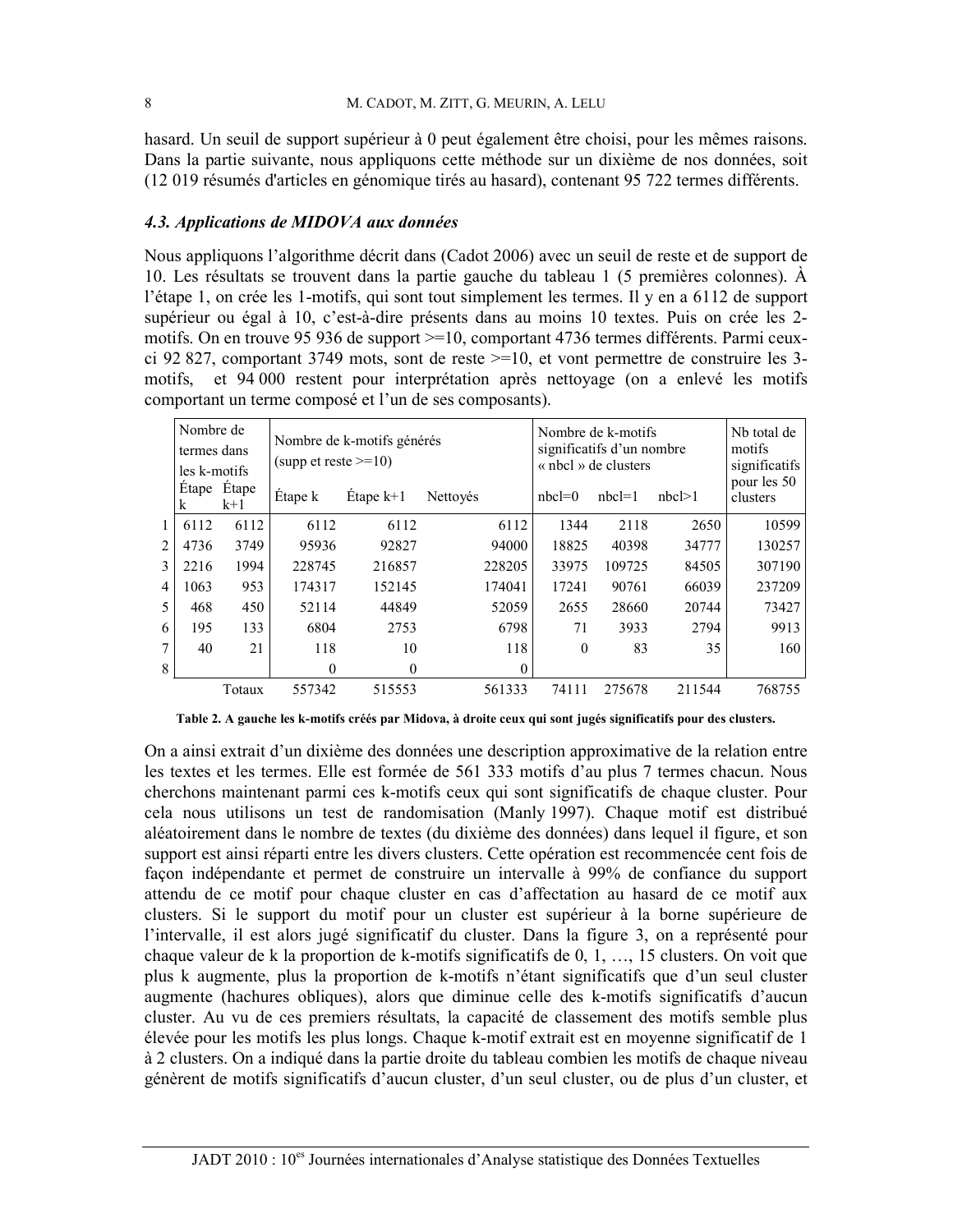hasard. Un seuil de support supérieur à 0 peut également être choisi, pour les mêmes raisons. Dans la partie suivante, nous appliquons cette méthode sur un dixième de nos données, soit (12 019 résumés d'articles en génomique tirés au hasard), contenant 95 722 termes différents.

### *4.3. Applications de MIDOVA aux données*

Nous appliquons l'algorithme décrit dans (Cadot 2006) avec un seuil de reste et de support de 10. Les résultats se trouvent dans la partie gauche du tableau 1 (5 premières colonnes). À l'étape 1, on crée les 1-motifs, qui sont tout simplement les termes. Il y en a 6112 de support supérieur ou égal à 10, c'est-à-dire présents dans au moins 10 textes. Puis on crée les 2-motifs. On en trouve 95 936 de support >=10, comportant 4736 termes différents. Parmi ceux-ci 92 827, comportant 3749 mots, sont de reste >=10, et vont permettre de construire les 3-motifs, et 94 000 restent pour interprétation après nettoyage (on a enlevé les motifs comportant un terme composé et l'un de ses composants).

| | Nombre de termes dans les k-motifs | | Nombre de k-motifs générés (supp et reste >=10) | | | Nombre de k-motifs significatifs d'un nombre « nbcl » de clusters | | | Nb total de motifs significatifs pour les 50 clusters |
|---|---|---|---|---|---|---|---|---|---|
| | Étape k | Étape k+1 | Étape k | Étape k+1 | Nettoyés | nbcl=0 | nbcl=1 | nbcl>1 | |
| 1 | 6112 | 6112 | 6112 | 6112 | 6112 | 1344 | 2118 | 2650 | 10599 |
| 2 | 4736 | 3749 | 95936 | 92827 | 94000 | 18825 | 40398 | 34777 | 130257 |
| 3 | 2216 | 1994 | 228745 | 216857 | 228205 | 33975 | 109725 | 84505 | 307190 |
| 4 | 1063 | 953 | 174317 | 152145 | 174041 | 17241 | 90761 | 66039 | 237209 |
| 5 | 468 | 450 | 52114 | 44849 | 52059 | 2655 | 28660 | 20744 | 73427 |
| 6 | 195 | 133 | 6804 | 2753 | 6798 | 71 | 3933 | 2794 | 9913 |
| 7 | 40 | 21 | 118 | 10 | 118 | 0 | 83 | 35 | 160 |
| 8 | | | 0 | 0 | 0 | | | | |
| | | Totaux | 557342 | 515553 | 561333 | 74111 | 275678 | 211544 | 768755 |

**Table 2. A gauche les k-motifs créés par Midova, à droite ceux qui sont jugés significatifs pour des clusters.**

On a ainsi extrait d'un dixième des données une description approximative de la relation entre les textes et les termes. Elle est formée de 561 333 motifs d'au plus 7 termes chacun. Nous cherchons maintenant parmi ces k-motifs ceux qui sont significatifs de chaque cluster. Pour cela nous utilisons un test de randomisation (Manly 1997). Chaque motif est distribué aléatoirement dans le nombre de textes (du dixième des données) dans lequel il figure, et son support est ainsi réparti entre les divers clusters. Cette opération est recommencée cent fois de façon indépendante et permet de construire un intervalle à 99% de confiance du support attendu de ce motif pour chaque cluster en cas d'affectation au hasard de ce motif aux clusters. Si le support du motif pour un cluster est supérieur à la borne supérieure de l'intervalle, il est alors jugé significatif du cluster. Dans la figure 3, on a représenté pour chaque valeur de k la proportion de k-motifs significatifs de 0, 1, …, 15 clusters. On voit que plus k augmente, plus la proportion de k-motifs n'étant significatifs que d'un seul cluster augmente (hachures obliques), alors que diminue celle des k-motifs significatifs d'aucun cluster. Au vu de ces premiers résultats, la capacité de classement des motifs semble plus élevée pour les motifs les plus longs. Chaque k-motif extrait est en moyenne significatif de 1 à 2 clusters. On a indiqué dans la partie droite du tableau combien les motifs de chaque niveau génèrent de motifs significatifs d'aucun cluster, d'un seul cluster, ou de plus d'un cluster, et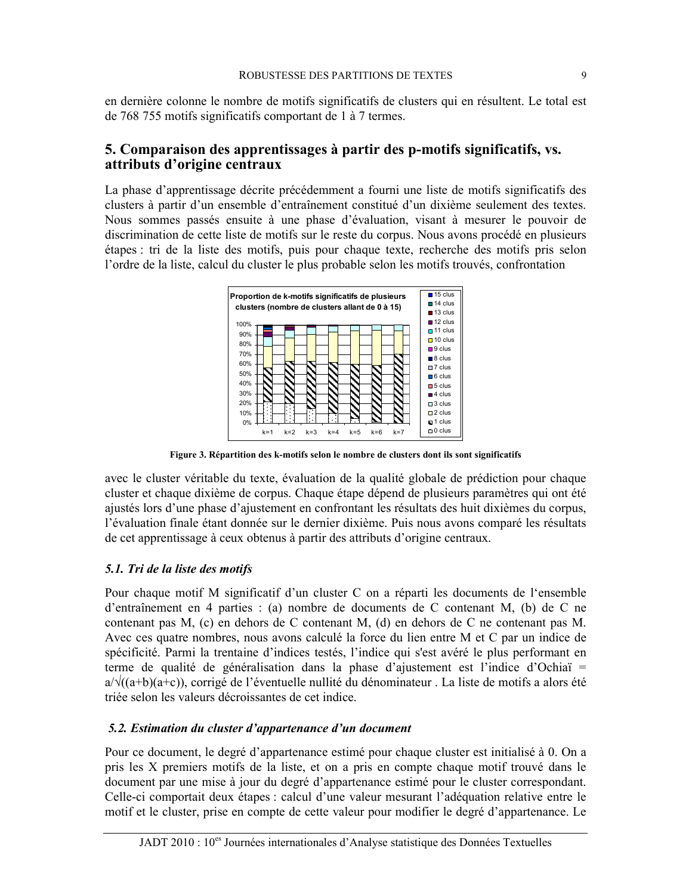en dernière colonne le nombre de motifs significatifs de clusters qui en résultent. Le total est de 768 755 motifs significatifs comportant de 1 à 7 termes.

## 5. Comparaison des apprentissages à partir des p-motifs significatifs, vs. attributs d'origine centraux

La phase d'apprentissage décrite précédemment a fourni une liste de motifs significatifs des clusters à partir d'un ensemble d'entraînement constitué d'un dixième seulement des textes. Nous sommes passés ensuite à une phase d'évaluation, visant à mesurer le pouvoir de discrimination de cette liste de motifs sur le reste du corpus. Nous avons procédé en plusieurs étapes : tri de la liste des motifs, puis pour chaque texte, recherche des motifs pris selon l'ordre de la liste, calcul du cluster le plus probable selon les motifs trouvés, confrontation

**Figure 3. Répartition des k-motifs selon le nombre de clusters dont ils sont significatifs**

avec le cluster véritable du texte, évaluation de la qualité globale de prédiction pour chaque cluster et chaque dixième de corpus. Chaque étape dépend de plusieurs paramètres qui ont été ajustés lors d'une phase d'ajustement en confrontant les résultats des huit dixièmes du corpus, l'évaluation finale étant donnée sur le dernier dixième. Puis nous avons comparé les résultats de cet apprentissage à ceux obtenus à partir des attributs d'origine centraux.

### *5.1. Tri de la liste des motifs*

Pour chaque motif M significatif d'un cluster C on a réparti les documents de l'ensemble d'entraînement en 4 parties : (a) nombre de documents de C contenant M, (b) de C ne contenant pas M, (c) en dehors de C contenant M, (d) en dehors de C ne contenant pas M. Avec ces quatre nombres, nous avons calculé la force du lien entre M et C par un indice de spécificité. Parmi la trentaine d'indices testés, l'indice qui s'est avéré le plus performant en terme de qualité de généralisation dans la phase d'ajustement est l'indice d'Ochiaï = $a/\sqrt{(a+b)(a+c)}$, corrigé de l'éventuelle nullité du dénominateur . La liste de motifs a alors été triée selon les valeurs décroissantes de cet indice.

### *5.2. Estimation du cluster d'appartenance d'un document*

Pour ce document, le degré d'appartenance estimé pour chaque cluster est initialisé à 0. On a pris les X premiers motifs de la liste, et on a pris en compte chaque motif trouvé dans le document par une mise à jour du degré d'appartenance estimé pour le cluster correspondant. Celle-ci comportait deux étapes : calcul d'une valeur mesurant l'adéquation relative entre le motif et le cluster, prise en compte de cette valeur pour modifier le degré d'appartenance. Le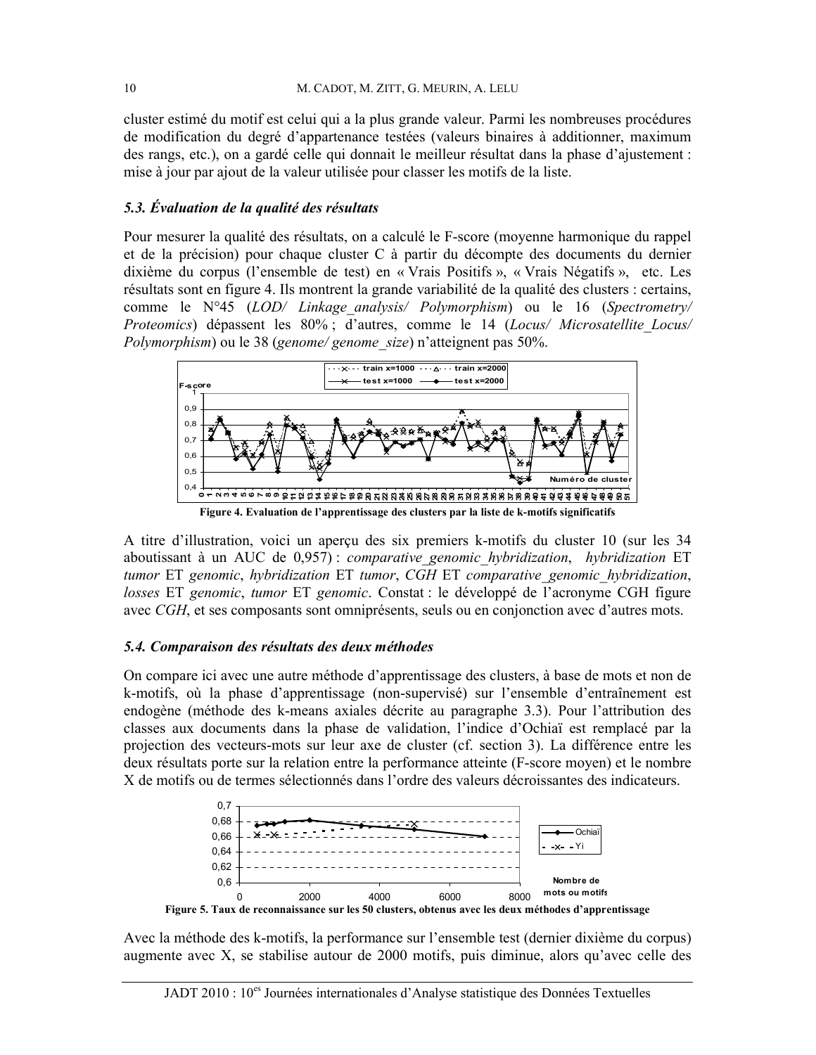cluster estimé du motif est celui qui a la plus grande valeur. Parmi les nombreuses procédures de modification du degré d'appartenance testées (valeurs binaires à additionner, maximum des rangs, etc.), on a gardé celle qui donnait le meilleur résultat dans la phase d'ajustement : mise à jour par ajout de la valeur utilisée pour classer les motifs de la liste.

### *5.3. Évaluation de la qualité des résultats*

Pour mesurer la qualité des résultats, on a calculé le F-score (moyenne harmonique du rappel et de la précision) pour chaque cluster C à partir du décompte des documents du dernier dixième du corpus (l'ensemble de test) en « Vrais Positifs », « Vrais Négatifs », etc. Les résultats sont en figure 4. Ils montrent la grande variabilité de la qualité des clusters : certains, comme le N°45 (*LOD/ Linkage_analysis/ Polymorphism*) ou le 16 (*Spectrometry/ Proteomics*) dépassent les 80% ; d'autres, comme le 14 (*Locus/ Microsatellite_Locus/ Polymorphism*) ou le 38 (*genome/ genome_size*) n'atteignent pas 50%.

**Figure 4. Evaluation de l'apprentissage des clusters par la liste de k-motifs significatifs**

A titre d'illustration, voici un aperçu des six premiers k-motifs du cluster 10 (sur les 34 aboutissant à un AUC de 0,957) : *comparative_genomic_hybridization*, *hybridization* ET *tumor* ET *genomic*, *hybridization* ET *tumor*, *CGH* ET *comparative_genomic_hybridization*, *losses* ET *genomic*, *tumor* ET *genomic*. Constat : le développé de l'acronyme CGH figure avec *CGH*, et ses composants sont omniprésents, seuls ou en conjonction avec d'autres mots.

### *5.4. Comparaison des résultats des deux méthodes*

On compare ici avec une autre méthode d'apprentissage des clusters, à base de mots et non de k-motifs, où la phase d'apprentissage (non-supervisé) sur l'ensemble d'entraînement est endogène (méthode des k-means axiales décrite au paragraphe 3.3). Pour l'attribution des classes aux documents dans la phase de validation, l'indice d'Ochiaï est remplacé par la projection des vecteurs-mots sur leur axe de cluster (cf. section 3). La différence entre les deux résultats porte sur la relation entre la performance atteinte (F-score moyen) et le nombre X de motifs ou de termes sélectionnés dans l'ordre des valeurs décroissantes des indicateurs.

**Figure 5. Taux de reconnaissance sur les 50 clusters, obtenus avec les deux méthodes d'apprentissage**

Avec la méthode des k-motifs, la performance sur l'ensemble test (dernier dixième du corpus) augmente avec X, se stabilise autour de 2000 motifs, puis diminue, alors qu'avec celle des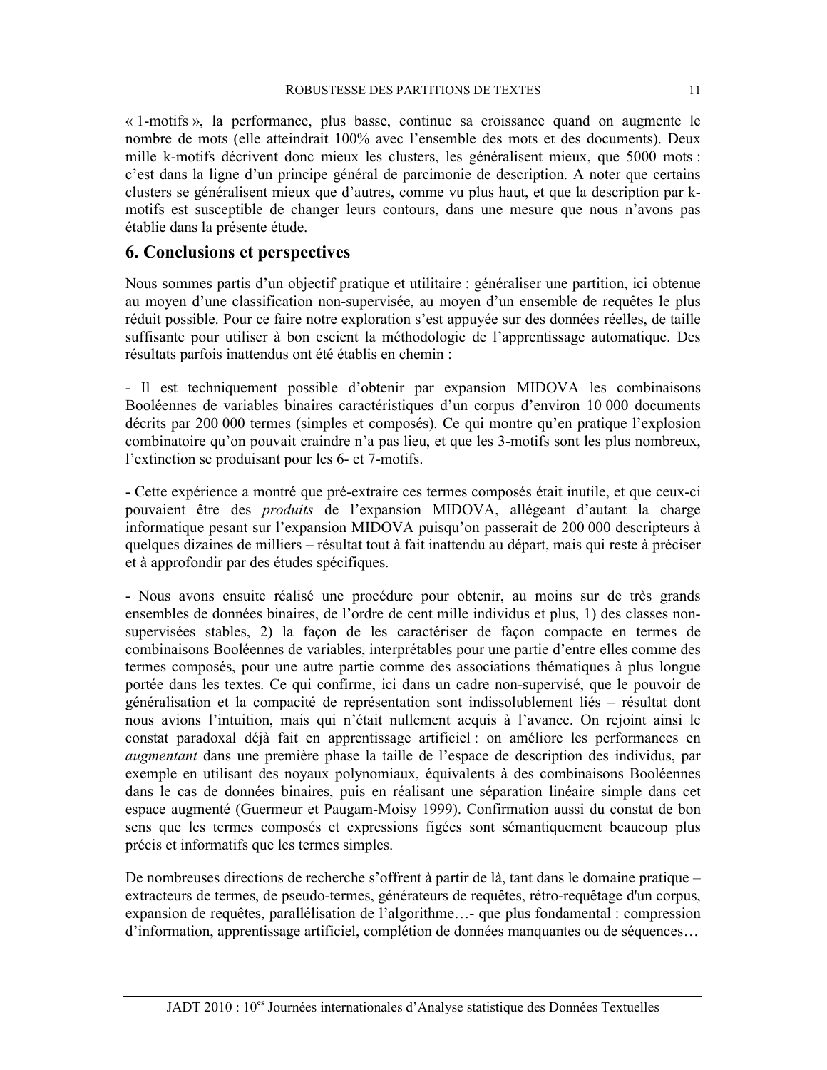« 1-motifs », la performance, plus basse, continue sa croissance quand on augmente le nombre de mots (elle atteindrait 100% avec l'ensemble des mots et des documents). Deux mille k-motifs décrivent donc mieux les clusters, les généralisent mieux, que 5000 mots : c'est dans la ligne d'un principe général de parcimonie de description. A noter que certains clusters se généralisent mieux que d'autres, comme vu plus haut, et que la description par k-motifs est susceptible de changer leurs contours, dans une mesure que nous n'avons pas établie dans la présente étude.

## 6. Conclusions et perspectives

Nous sommes partis d'un objectif pratique et utilitaire : généraliser une partition, ici obtenue au moyen d'une classification non-supervisée, au moyen d'un ensemble de requêtes le plus réduit possible. Pour ce faire notre exploration s'est appuyée sur des données réelles, de taille suffisante pour utiliser à bon escient la méthodologie de l'apprentissage automatique. Des résultats parfois inattendus ont été établis en chemin :

- Il est techniquement possible d'obtenir par expansion MIDOVA les combinaisons Booléennes de variables binaires caractéristiques d'un corpus d'environ 10 000 documents décrits par 200 000 termes (simples et composés). Ce qui montre qu'en pratique l'explosion combinatoire qu'on pouvait craindre n'a pas lieu, et que les 3-motifs sont les plus nombreux, l'extinction se produisant pour les 6- et 7-motifs.

- Cette expérience a montré que pré-extraire ces termes composés était inutile, et que ceux-ci pouvaient être des *produits* de l'expansion MIDOVA, allégeant d'autant la charge informatique pesant sur l'expansion MIDOVA puisqu'on passerait de 200 000 descripteurs à quelques dizaines de milliers – résultat tout à fait inattendu au départ, mais qui reste à préciser et à approfondir par des études spécifiques.

- Nous avons ensuite réalisé une procédure pour obtenir, au moins sur de très grands ensembles de données binaires, de l'ordre de cent mille individus et plus, 1) des classes non-supervisées stables, 2) la façon de les caractériser de façon compacte en termes de combinaisons Booléennes de variables, interprétables pour une partie d'entre elles comme des termes composés, pour une autre partie comme des associations thématiques à plus longue portée dans les textes. Ce qui confirme, ici dans un cadre non-supervisé, que le pouvoir de généralisation et la compacité de représentation sont indissolublement liés – résultat dont nous avions l'intuition, mais qui n'était nullement acquis à l'avance. On rejoint ainsi le constat paradoxal déjà fait en apprentissage artificiel : on améliore les performances en *augmentant* dans une première phase la taille de l'espace de description des individus, par exemple en utilisant des noyaux polynomiaux, équivalents à des combinaisons Booléennes dans le cas de données binaires, puis en réalisant une séparation linéaire simple dans cet espace augmenté (Guermeur et Paugam-Moisy 1999). Confirmation aussi du constat de bon sens que les termes composés et expressions figées sont sémantiquement beaucoup plus précis et informatifs que les termes simples.

De nombreuses directions de recherche s'offrent à partir de là, tant dans le domaine pratique – extracteurs de termes, de pseudo-termes, générateurs de requêtes, rétro-requêtage d'un corpus, expansion de requêtes, parallélisation de l'algorithme…- que plus fondamental : compression d'information, apprentissage artificiel, complétion de données manquantes ou de séquences…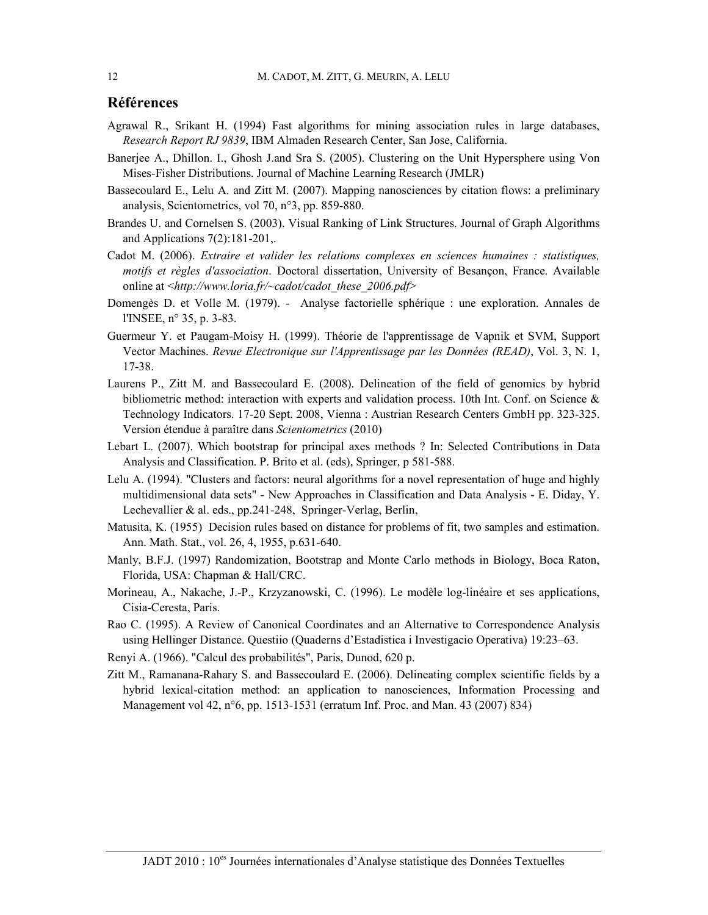## Références

Agrawal R., Srikant H. (1994) Fast algorithms for mining association rules in large databases, *Research Report RJ 9839*, IBM Almaden Research Center, San Jose, California.

Banerjee A., Dhillon. I., Ghosh J.and Sra S. (2005). Clustering on the Unit Hypersphere using Von Mises-Fisher Distributions. Journal of Machine Learning Research (JMLR)

Bassecoulard E., Lelu A. and Zitt M. (2007). Mapping nanosciences by citation flows: a preliminary analysis, Scientometrics, vol 70, n°3, pp. 859-880.

Brandes U. and Cornelsen S. (2003). Visual Ranking of Link Structures. Journal of Graph Algorithms and Applications 7(2):181-201,.

Cadot M. (2006). *Extraire et valider les relations complexes en sciences humaines : statistiques, motifs et règles d'association*. Doctoral dissertation, University of Besançon, France. Available online at <*http://www.loria.fr/~cadot/cadot_these_2006.pdf*>

Domengès D. et Volle M. (1979). - Analyse factorielle sphérique : une exploration. Annales de l'INSEE, n° 35, p. 3-83.

Guermeur Y. et Paugam-Moisy H. (1999). Théorie de l'apprentissage de Vapnik et SVM, Support Vector Machines. *Revue Electronique sur l'Apprentissage par les Données (READ)*, Vol. 3, N. 1, 17-38.

Laurens P., Zitt M. and Bassecoulard E. (2008). Delineation of the field of genomics by hybrid bibliometric method: interaction with experts and validation process. 10th Int. Conf. on Science & Technology Indicators. 17-20 Sept. 2008, Vienna : Austrian Research Centers GmbH pp. 323-325. Version étendue à paraître dans *Scientometrics* (2010)

Lebart L. (2007). Which bootstrap for principal axes methods ? In: Selected Contributions in Data Analysis and Classification. P. Brito et al. (eds), Springer, p 581-588.

Lelu A. (1994). "Clusters and factors: neural algorithms for a novel representation of huge and highly multidimensional data sets" - New Approaches in Classification and Data Analysis - E. Diday, Y. Lechevallier & al. eds., pp.241-248, Springer-Verlag, Berlin,

Matusita, K. (1955) Decision rules based on distance for problems of fit, two samples and estimation. Ann. Math. Stat., vol. 26, 4, 1955, p.631-640.

Manly, B.F.J. (1997) Randomization, Bootstrap and Monte Carlo methods in Biology, Boca Raton, Florida, USA: Chapman & Hall/CRC.

Morineau, A., Nakache, J.-P., Krzyzanowski, C. (1996). Le modèle log-linéaire et ses applications, Cisia-Ceresta, Paris.

Rao C. (1995). A Review of Canonical Coordinates and an Alternative to Correspondence Analysis using Hellinger Distance. Questiio (Quaderns d'Estadistica i Investigacio Operativa) 19:23–63.

Renyi A. (1966). "Calcul des probabilités", Paris, Dunod, 620 p.

Zitt M., Ramanana-Rahary S. and Bassecoulard E. (2006). Delineating complex scientific fields by a hybrid lexical-citation method: an application to nanosciences, Information Processing and Management vol 42, n°6, pp. 1513-1531 (erratum Inf. Proc. and Man. 43 (2007) 834)